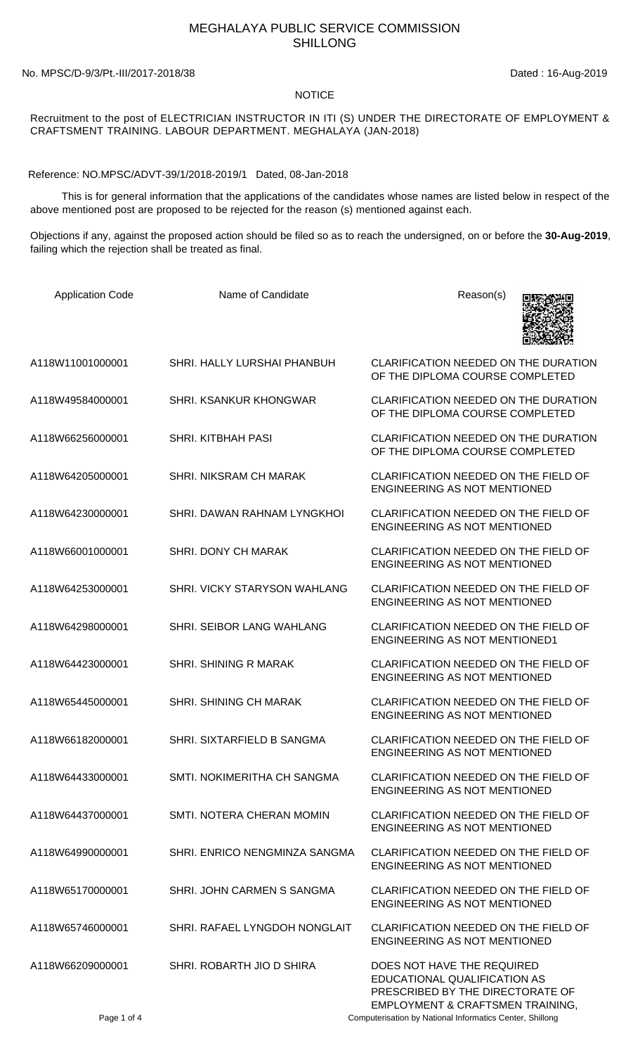# MEGHALAYA PUBLIC SERVICE COMMISSION
## SHILLONG

No. MPSC/D-9/3/Pt.-III/2017-2018/38 Dated : 16-Aug-2019

### NOTICE

Recruitment to the post of ELECTRICIAN INSTRUCTOR IN ITI (S) UNDER THE DIRECTORATE OF EMPLOYMENT & CRAFTSMENT TRAINING. LABOUR DEPARTMENT. MEGHALAYA (JAN-2018)

Reference: NO.MPSC/ADVT-39/1/2018-2019/1 Dated, 08-Jan-2018

This is for general information that the applications of the candidates whose names are listed below in respect of the above mentioned post are proposed to be rejected for the reason (s) mentioned against each.

Objections if any, against the proposed action should be filed so as to reach the undersigned, on or before the **30-Aug-2019**, failing which the rejection shall be treated as final.

| Application Code | Name of Candidate | Reason(s) |
|---|---|---|
| A118W11001000001 | SHRI. HALLY LURSHAI PHANBUH | CLARIFICATION NEEDED ON THE DURATION OF THE DIPLOMA COURSE COMPLETED |
| A118W49584000001 | SHRI. KSANKUR KHONGWAR | CLARIFICATION NEEDED ON THE DURATION OF THE DIPLOMA COURSE COMPLETED |
| A118W66256000001 | SHRI. KITBHAH PASI | CLARIFICATION NEEDED ON THE DURATION OF THE DIPLOMA COURSE COMPLETED |
| A118W64205000001 | SHRI. NIKSRAM CH MARAK | CLARIFICATION NEEDED ON THE FIELD OF ENGINEERING AS NOT MENTIONED |
| A118W64230000001 | SHRI. DAWAN RAHNAM LYNGKHOI | CLARIFICATION NEEDED ON THE FIELD OF ENGINEERING AS NOT MENTIONED |
| A118W66001000001 | SHRI. DONY CH MARAK | CLARIFICATION NEEDED ON THE FIELD OF ENGINEERING AS NOT MENTIONED |
| A118W64253000001 | SHRI. VICKY STARYSON WAHLANG | CLARIFICATION NEEDED ON THE FIELD OF ENGINEERING AS NOT MENTIONED |
| A118W64298000001 | SHRI. SEIBOR LANG WAHLANG | CLARIFICATION NEEDED ON THE FIELD OF ENGINEERING AS NOT MENTIONED1 |
| A118W64423000001 | SHRI. SHINING R MARAK | CLARIFICATION NEEDED ON THE FIELD OF ENGINEERING AS NOT MENTIONED |
| A118W65445000001 | SHRI. SHINING CH MARAK | CLARIFICATION NEEDED ON THE FIELD OF ENGINEERING AS NOT MENTIONED |
| A118W66182000001 | SHRI. SIXTARFIELD B SANGMA | CLARIFICATION NEEDED ON THE FIELD OF ENGINEERING AS NOT MENTIONED |
| A118W64433000001 | SMTI. NOKIMERITHA CH SANGMA | CLARIFICATION NEEDED ON THE FIELD OF ENGINEERING AS NOT MENTIONED |
| A118W64437000001 | SMTI. NOTERA CHERAN MOMIN | CLARIFICATION NEEDED ON THE FIELD OF ENGINEERING AS NOT MENTIONED |
| A118W64990000001 | SHRI. ENRICO NENGMINZA SANGMA | CLARIFICATION NEEDED ON THE FIELD OF ENGINEERING AS NOT MENTIONED |
| A118W65170000001 | SHRI. JOHN CARMEN S SANGMA | CLARIFICATION NEEDED ON THE FIELD OF ENGINEERING AS NOT MENTIONED |
| A118W65746000001 | SHRI. RAFAEL LYNGDOH NONGLAIT | CLARIFICATION NEEDED ON THE FIELD OF ENGINEERING AS NOT MENTIONED |
| A118W66209000001 | SHRI. ROBARTH JIO D SHIRA | DOES NOT HAVE THE REQUIRED EDUCATIONAL QUALIFICATION AS PRESCRIBED BY THE DIRECTORATE OF EMPLOYMENT & CRAFTSMEN TRAINING, |

Computerisation by National Informatics Center, Shillong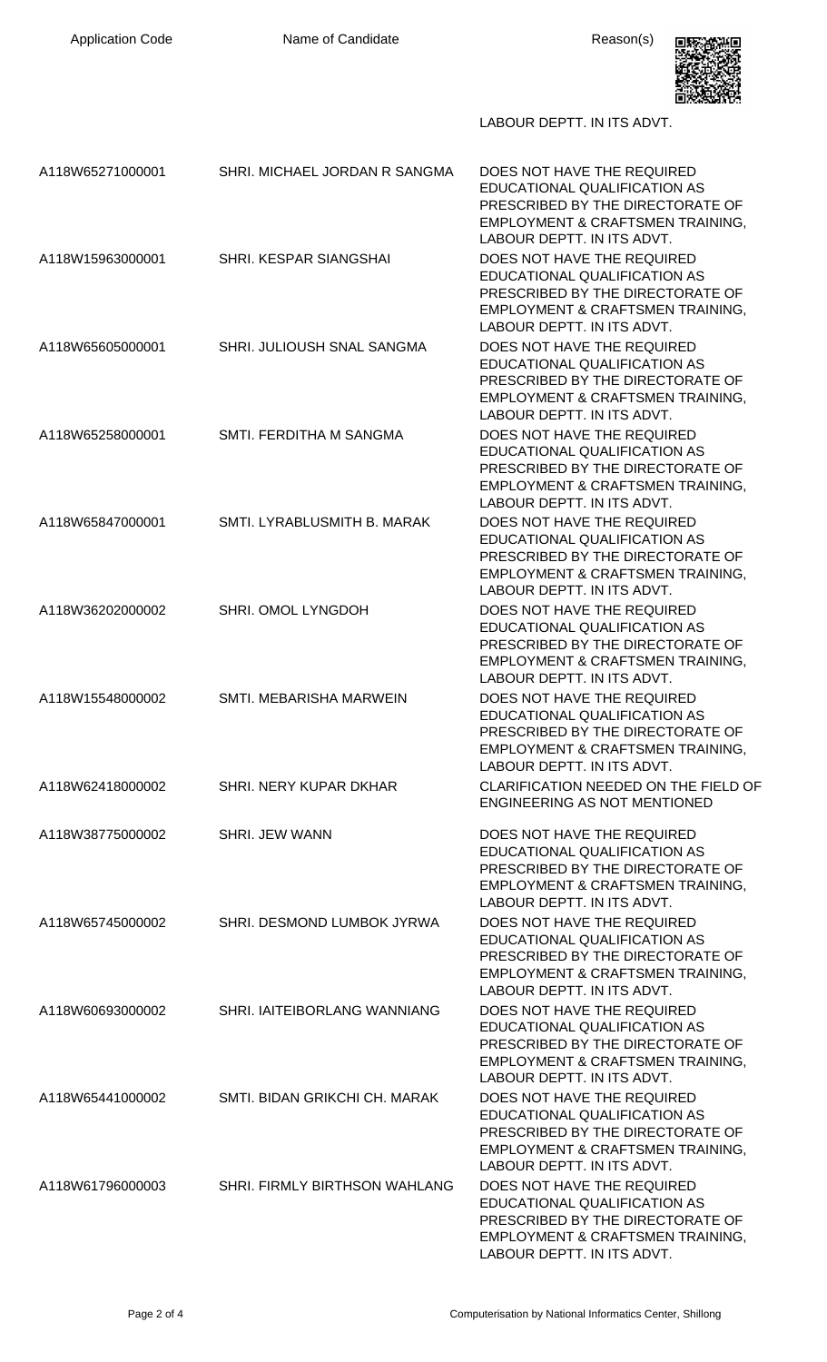| Application Code | Name of Candidate | Reason(s) |
|---|---|---|
| | | LABOUR DEPTT. IN ITS ADVT. |
| A118W65271000001 | SHRI. MICHAEL JORDAN R SANGMA | DOES NOT HAVE THE REQUIRED EDUCATIONAL QUALIFICATION AS PRESCRIBED BY THE DIRECTORATE OF EMPLOYMENT & CRAFTSMEN TRAINING, LABOUR DEPTT. IN ITS ADVT. |
| A118W15963000001 | SHRI. KESPAR SIANGSHAI | DOES NOT HAVE THE REQUIRED EDUCATIONAL QUALIFICATION AS PRESCRIBED BY THE DIRECTORATE OF EMPLOYMENT & CRAFTSMEN TRAINING, LABOUR DEPTT. IN ITS ADVT. |
| A118W65605000001 | SHRI. JULIOUSH SNAL SANGMA | DOES NOT HAVE THE REQUIRED EDUCATIONAL QUALIFICATION AS PRESCRIBED BY THE DIRECTORATE OF EMPLOYMENT & CRAFTSMEN TRAINING, LABOUR DEPTT. IN ITS ADVT. |
| A118W65258000001 | SMTI. FERDITHA M SANGMA | DOES NOT HAVE THE REQUIRED EDUCATIONAL QUALIFICATION AS PRESCRIBED BY THE DIRECTORATE OF EMPLOYMENT & CRAFTSMEN TRAINING, LABOUR DEPTT. IN ITS ADVT. |
| A118W65847000001 | SMTI. LYRABLUSMITH B. MARAK | DOES NOT HAVE THE REQUIRED EDUCATIONAL QUALIFICATION AS PRESCRIBED BY THE DIRECTORATE OF EMPLOYMENT & CRAFTSMEN TRAINING, LABOUR DEPTT. IN ITS ADVT. |
| A118W36202000002 | SHRI. OMOL LYNGDOH | DOES NOT HAVE THE REQUIRED EDUCATIONAL QUALIFICATION AS PRESCRIBED BY THE DIRECTORATE OF EMPLOYMENT & CRAFTSMEN TRAINING, LABOUR DEPTT. IN ITS ADVT. |
| A118W15548000002 | SMTI. MEBARISHA MARWEIN | DOES NOT HAVE THE REQUIRED EDUCATIONAL QUALIFICATION AS PRESCRIBED BY THE DIRECTORATE OF EMPLOYMENT & CRAFTSMEN TRAINING, LABOUR DEPTT. IN ITS ADVT. |
| A118W62418000002 | SHRI. NERY KUPAR DKHAR | CLARIFICATION NEEDED ON THE FIELD OF ENGINEERING AS NOT MENTIONED |
| A118W38775000002 | SHRI. JEW WANN | DOES NOT HAVE THE REQUIRED EDUCATIONAL QUALIFICATION AS PRESCRIBED BY THE DIRECTORATE OF EMPLOYMENT & CRAFTSMEN TRAINING, LABOUR DEPTT. IN ITS ADVT. |
| A118W65745000002 | SHRI. DESMOND LUMBOK JYRWA | DOES NOT HAVE THE REQUIRED EDUCATIONAL QUALIFICATION AS PRESCRIBED BY THE DIRECTORATE OF EMPLOYMENT & CRAFTSMEN TRAINING, LABOUR DEPTT. IN ITS ADVT. |
| A118W60693000002 | SHRI. IAITEIBORLANG WANNIANG | DOES NOT HAVE THE REQUIRED EDUCATIONAL QUALIFICATION AS PRESCRIBED BY THE DIRECTORATE OF EMPLOYMENT & CRAFTSMEN TRAINING, LABOUR DEPTT. IN ITS ADVT. |
| A118W65441000002 | SMTI. BIDAN GRIKCHI CH. MARAK | DOES NOT HAVE THE REQUIRED EDUCATIONAL QUALIFICATION AS PRESCRIBED BY THE DIRECTORATE OF EMPLOYMENT & CRAFTSMEN TRAINING, LABOUR DEPTT. IN ITS ADVT. |
| A118W61796000003 | SHRI. FIRMLY BIRTHSON WAHLANG | DOES NOT HAVE THE REQUIRED EDUCATIONAL QUALIFICATION AS PRESCRIBED BY THE DIRECTORATE OF EMPLOYMENT & CRAFTSMEN TRAINING, LABOUR DEPTT. IN ITS ADVT. |

Computerisation by National Informatics Center, Shillong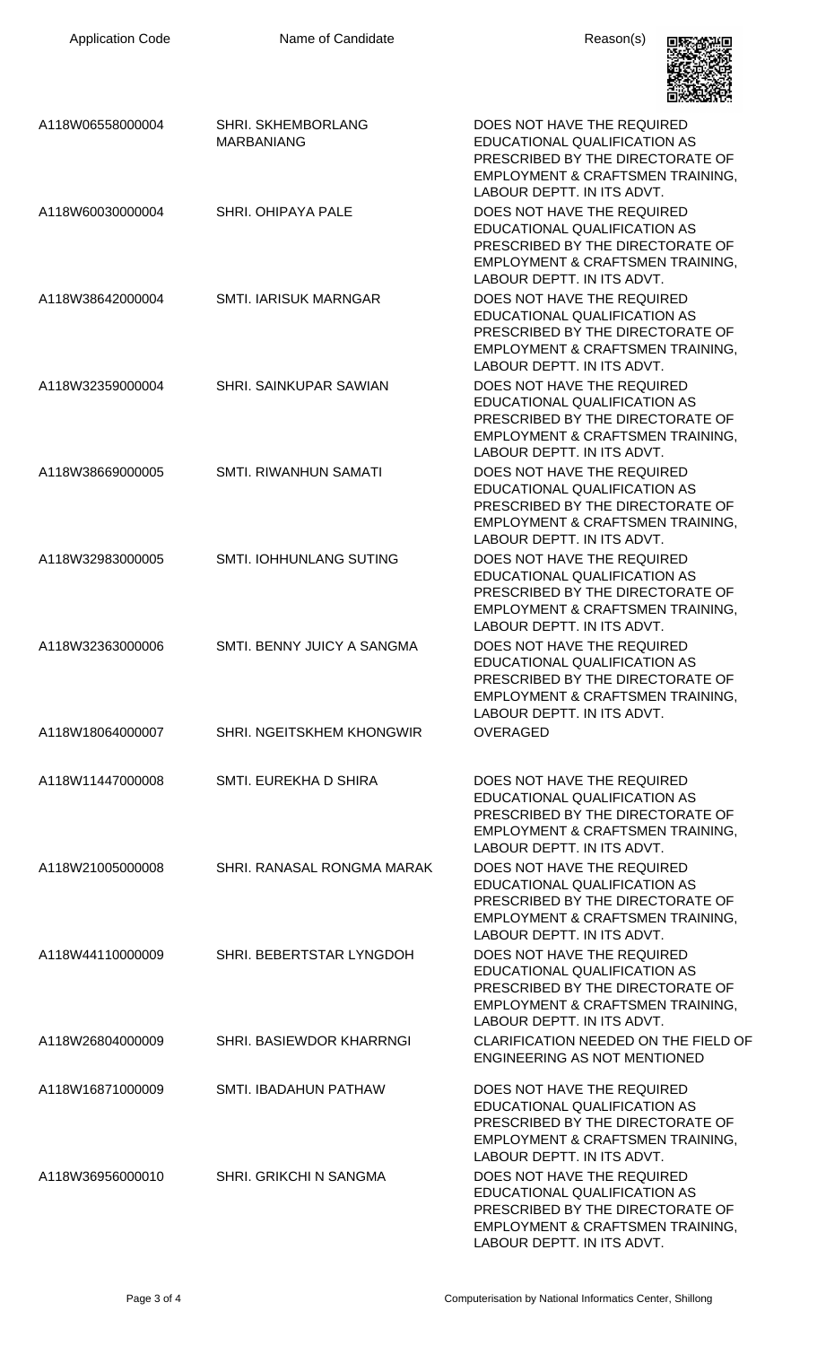| Application Code | Name of Candidate | Reason(s) |
| --- | --- | --- |
| A118W06558000004 | SHRI. SKHEMBORLANG MARBANIANG | DOES NOT HAVE THE REQUIRED EDUCATIONAL QUALIFICATION AS PRESCRIBED BY THE DIRECTORATE OF EMPLOYMENT & CRAFTSMEN TRAINING, LABOUR DEPTT. IN ITS ADVT. |
| A118W60030000004 | SHRI. OHIPAYA PALE | DOES NOT HAVE THE REQUIRED EDUCATIONAL QUALIFICATION AS PRESCRIBED BY THE DIRECTORATE OF EMPLOYMENT & CRAFTSMEN TRAINING, LABOUR DEPTT. IN ITS ADVT. |
| A118W38642000004 | SMTI. IARISUK MARNGAR | DOES NOT HAVE THE REQUIRED EDUCATIONAL QUALIFICATION AS PRESCRIBED BY THE DIRECTORATE OF EMPLOYMENT & CRAFTSMEN TRAINING, LABOUR DEPTT. IN ITS ADVT. |
| A118W32359000004 | SHRI. SAINKUPAR SAWIAN | DOES NOT HAVE THE REQUIRED EDUCATIONAL QUALIFICATION AS PRESCRIBED BY THE DIRECTORATE OF EMPLOYMENT & CRAFTSMEN TRAINING, LABOUR DEPTT. IN ITS ADVT. |
| A118W38669000005 | SMTI. RIWANHUN SAMATI | DOES NOT HAVE THE REQUIRED EDUCATIONAL QUALIFICATION AS PRESCRIBED BY THE DIRECTORATE OF EMPLOYMENT & CRAFTSMEN TRAINING, LABOUR DEPTT. IN ITS ADVT. |
| A118W32983000005 | SMTI. IOHHUNLANG SUTING | DOES NOT HAVE THE REQUIRED EDUCATIONAL QUALIFICATION AS PRESCRIBED BY THE DIRECTORATE OF EMPLOYMENT & CRAFTSMEN TRAINING, LABOUR DEPTT. IN ITS ADVT. |
| A118W32363000006 | SMTI. BENNY JUICY A SANGMA | DOES NOT HAVE THE REQUIRED EDUCATIONAL QUALIFICATION AS PRESCRIBED BY THE DIRECTORATE OF EMPLOYMENT & CRAFTSMEN TRAINING, LABOUR DEPTT. IN ITS ADVT. |
| A118W18064000007 | SHRI. NGEITSKHEM KHONGWIR | OVERAGED |
| A118W11447000008 | SMTI. EUREKHA D SHIRA | DOES NOT HAVE THE REQUIRED EDUCATIONAL QUALIFICATION AS PRESCRIBED BY THE DIRECTORATE OF EMPLOYMENT & CRAFTSMEN TRAINING, LABOUR DEPTT. IN ITS ADVT. |
| A118W21005000008 | SHRI. RANASAL RONGMA MARAK | DOES NOT HAVE THE REQUIRED EDUCATIONAL QUALIFICATION AS PRESCRIBED BY THE DIRECTORATE OF EMPLOYMENT & CRAFTSMEN TRAINING, LABOUR DEPTT. IN ITS ADVT. |
| A118W44110000009 | SHRI. BEBERTSTAR LYNGDOH | DOES NOT HAVE THE REQUIRED EDUCATIONAL QUALIFICATION AS PRESCRIBED BY THE DIRECTORATE OF EMPLOYMENT & CRAFTSMEN TRAINING, LABOUR DEPTT. IN ITS ADVT. |
| A118W26804000009 | SHRI. BASIEWDOR KHARRNGI | CLARIFICATION NEEDED ON THE FIELD OF ENGINEERING AS NOT MENTIONED |
| A118W16871000009 | SMTI. IBADAHUN PATHAW | DOES NOT HAVE THE REQUIRED EDUCATIONAL QUALIFICATION AS PRESCRIBED BY THE DIRECTORATE OF EMPLOYMENT & CRAFTSMEN TRAINING, LABOUR DEPTT. IN ITS ADVT. |
| A118W36956000010 | SHRI. GRIKCHI N SANGMA | DOES NOT HAVE THE REQUIRED EDUCATIONAL QUALIFICATION AS PRESCRIBED BY THE DIRECTORATE OF EMPLOYMENT & CRAFTSMEN TRAINING, LABOUR DEPTT. IN ITS ADVT. |

Computerisation by National Informatics Center, Shillong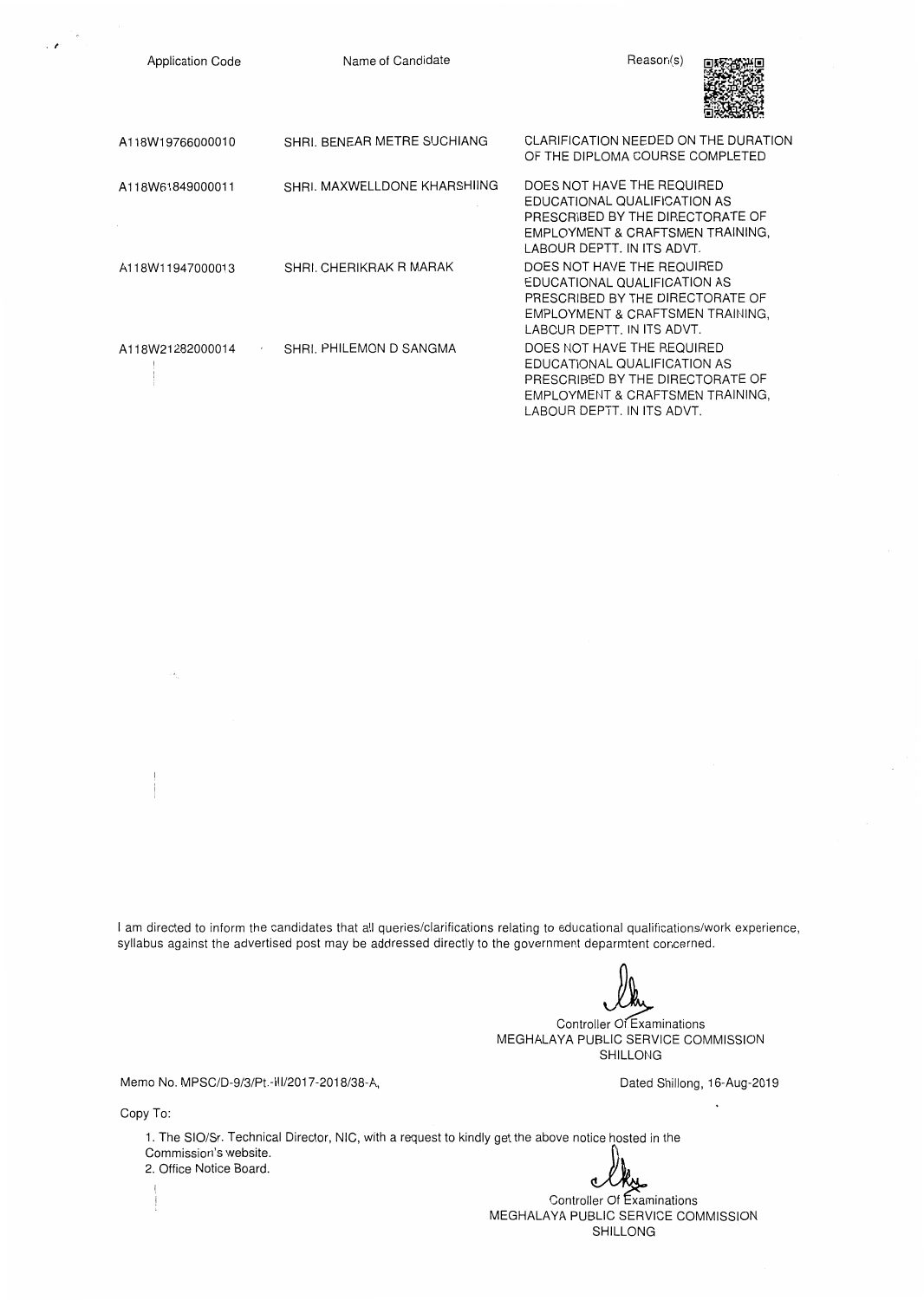| Application Code | Name of Candidate | Reason(s) |
| --- | --- | --- |
| A118W19766000010 | SHRI. BENEAR METRE SUCHIANG | CLARIFICATION NEEDED ON THE DURATION OF THE DIPLOMA COURSE COMPLETED |
| A118W61849000011 | SHRI. MAXWELLDONE KHARSHIING | DOES NOT HAVE THE REQUIRED EDUCATIONAL QUALIFICATION AS PRESCRIBED BY THE DIRECTORATE OF EMPLOYMENT & CRAFTSMEN TRAINING, LABOUR DEPTT. IN ITS ADVT. |
| A118W11947000013 | SHRI. CHERIKRAK R MARAK | DOES NOT HAVE THE REQUIRED EDUCATIONAL QUALIFICATION AS PRESCRIBED BY THE DIRECTORATE OF EMPLOYMENT & CRAFTSMEN TRAINING, LABOUR DEPTT. IN ITS ADVT. |
| A118W21282000014 | SHRI. PHILEMON D SANGMA | DOES NOT HAVE THE REQUIRED EDUCATIONAL QUALIFICATION AS PRESCRIBED BY THE DIRECTORATE OF EMPLOYMENT & CRAFTSMEN TRAINING, LABOUR DEPTT. IN ITS ADVT. |

I am directed to inform the candidates that all queries/clarifications relating to educational qualifications/work experience, syllabus against the advertised post may be addressed directly to the government deparmtent concerned.

Controller Of Examinations
MEGHALAYA PUBLIC SERVICE COMMISSION
SHILLONG

Memo No. MPSC/D-9/3/Pt.-III/2017-2018/38-A,

Dated Shillong, 16-Aug-2019

Copy To:

1. The SIO/Sr. Technical Director, NIC, with a request to kindly get the above notice hosted in the Commission's website.
2. Office Notice Board.

Controller Of Examinations
MEGHALAYA PUBLIC SERVICE COMMISSION
SHILLONG